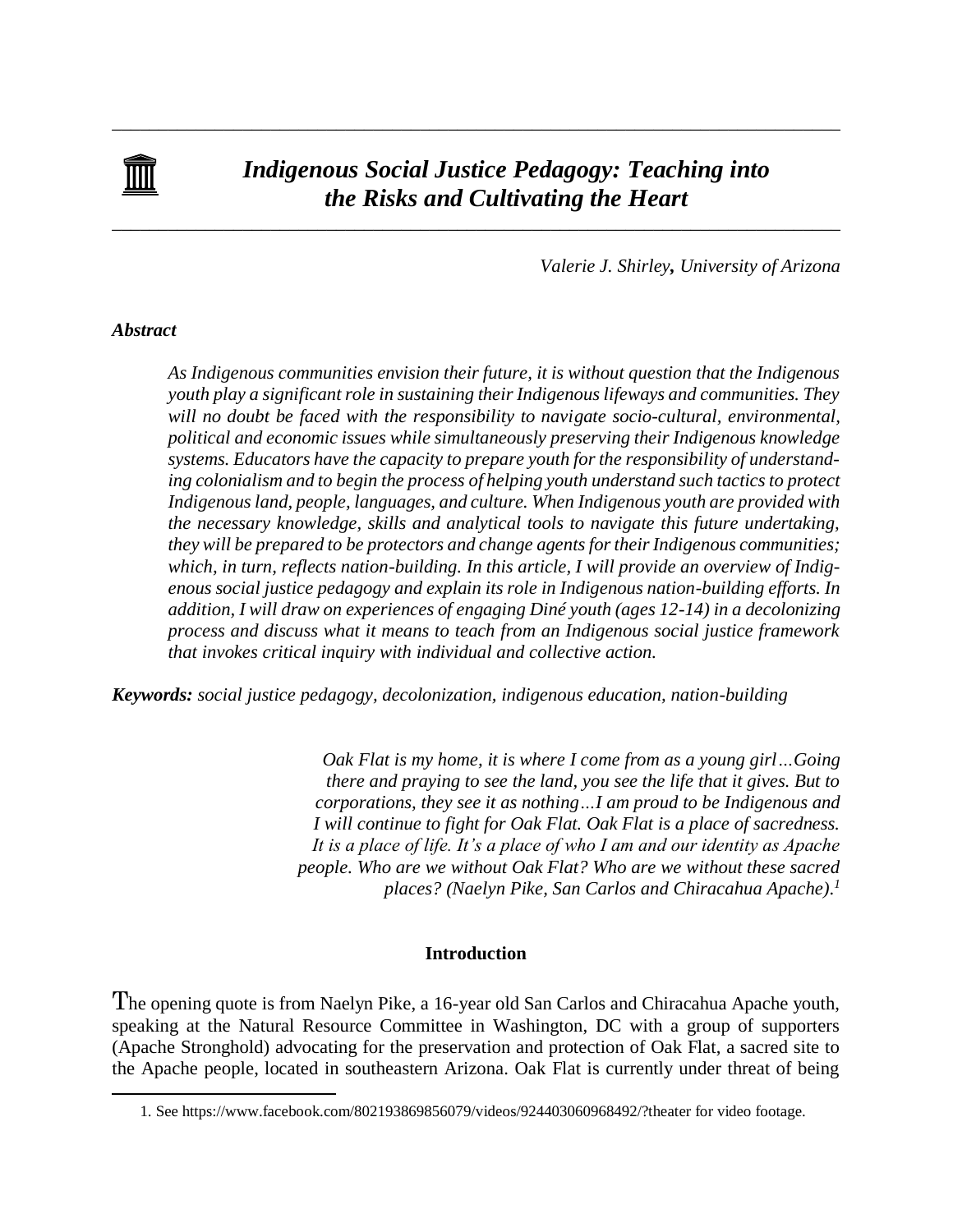# *Indigenous Social Justice Pedagogy: Teaching into the Risks and Cultivating the Heart*

*Valerie J. Shirley, University of Arizona*

***Abstract***

*As Indigenous communities envision their future, it is without question that the Indigenous youth play a significant role in sustaining their Indigenous lifeways and communities. They will no doubt be faced with the responsibility to navigate socio-cultural, environmental, political and economic issues while simultaneously preserving their Indigenous knowledge systems. Educators have the capacity to prepare youth for the responsibility of understanding colonialism and to begin the process of helping youth understand such tactics to protect Indigenous land, people, languages, and culture. When Indigenous youth are provided with the necessary knowledge, skills and analytical tools to navigate this future undertaking, they will be prepared to be protectors and change agents for their Indigenous communities; which, in turn, reflects nation-building. In this article, I will provide an overview of Indigenous social justice pedagogy and explain its role in Indigenous nation-building efforts. In addition, I will draw on experiences of engaging Diné youth (ages 12-14) in a decolonizing process and discuss what it means to teach from an Indigenous social justice framework that invokes critical inquiry with individual and collective action.*

***Keywords:*** *social justice pedagogy, decolonization, indigenous education, nation-building*

> *Oak Flat is my home, it is where I come from as a young girl…Going there and praying to see the land, you see the life that it gives. But to corporations, they see it as nothing…I am proud to be Indigenous and I will continue to fight for Oak Flat. Oak Flat is a place of sacredness. It is a place of life. It's a place of who I am and our identity as Apache people. Who are we without Oak Flat? Who are we without these sacred places? (Naelyn Pike, San Carlos and Chiracahua Apache).*[1]

## Introduction

The opening quote is from Naelyn Pike, a 16-year old San Carlos and Chiracahua Apache youth, speaking at the Natural Resource Committee in Washington, DC with a group of supporters (Apache Stronghold) advocating for the preservation and protection of Oak Flat, a sacred site to the Apache people, located in southeastern Arizona. Oak Flat is currently under threat of being

1. See https://www.facebook.com/802193869856079/videos/924403060968492/?theater for video footage.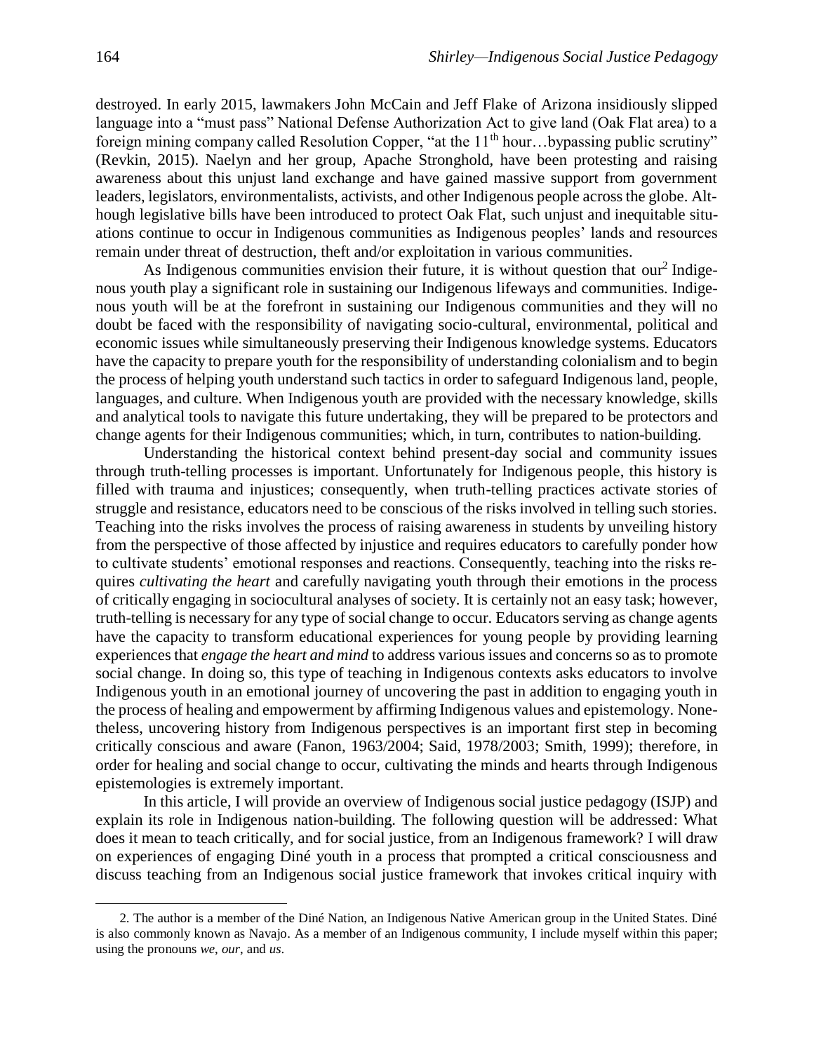destroyed. In early 2015, lawmakers John McCain and Jeff Flake of Arizona insidiously slipped language into a "must pass" National Defense Authorization Act to give land (Oak Flat area) to a foreign mining company called Resolution Copper, "at the 11th hour…bypassing public scrutiny" (Revkin, 2015). Naelyn and her group, Apache Stronghold, have been protesting and raising awareness about this unjust land exchange and have gained massive support from government leaders, legislators, environmentalists, activists, and other Indigenous people across the globe. Although legislative bills have been introduced to protect Oak Flat, such unjust and inequitable situations continue to occur in Indigenous communities as Indigenous peoples' lands and resources remain under threat of destruction, theft and/or exploitation in various communities.

As Indigenous communities envision their future, it is without question that our[2] Indigenous youth play a significant role in sustaining our Indigenous lifeways and communities. Indigenous youth will be at the forefront in sustaining our Indigenous communities and they will no doubt be faced with the responsibility of navigating socio-cultural, environmental, political and economic issues while simultaneously preserving their Indigenous knowledge systems. Educators have the capacity to prepare youth for the responsibility of understanding colonialism and to begin the process of helping youth understand such tactics in order to safeguard Indigenous land, people, languages, and culture. When Indigenous youth are provided with the necessary knowledge, skills and analytical tools to navigate this future undertaking, they will be prepared to be protectors and change agents for their Indigenous communities; which, in turn, contributes to nation-building.

Understanding the historical context behind present-day social and community issues through truth-telling processes is important. Unfortunately for Indigenous people, this history is filled with trauma and injustices; consequently, when truth-telling practices activate stories of struggle and resistance, educators need to be conscious of the risks involved in telling such stories. Teaching into the risks involves the process of raising awareness in students by unveiling history from the perspective of those affected by injustice and requires educators to carefully ponder how to cultivate students' emotional responses and reactions. Consequently, teaching into the risks requires *cultivating the heart* and carefully navigating youth through their emotions in the process of critically engaging in sociocultural analyses of society. It is certainly not an easy task; however, truth-telling is necessary for any type of social change to occur. Educators serving as change agents have the capacity to transform educational experiences for young people by providing learning experiences that *engage the heart and mind* to address various issues and concerns so as to promote social change. In doing so, this type of teaching in Indigenous contexts asks educators to involve Indigenous youth in an emotional journey of uncovering the past in addition to engaging youth in the process of healing and empowerment by affirming Indigenous values and epistemology. Nonetheless, uncovering history from Indigenous perspectives is an important first step in becoming critically conscious and aware (Fanon, 1963/2004; Said, 1978/2003; Smith, 1999); therefore, in order for healing and social change to occur, cultivating the minds and hearts through Indigenous epistemologies is extremely important.

In this article, I will provide an overview of Indigenous social justice pedagogy (ISJP) and explain its role in Indigenous nation-building. The following question will be addressed: What does it mean to teach critically, and for social justice, from an Indigenous framework? I will draw on experiences of engaging Diné youth in a process that prompted a critical consciousness and discuss teaching from an Indigenous social justice framework that invokes critical inquiry with

---

2. The author is a member of the Diné Nation, an Indigenous Native American group in the United States. Diné is also commonly known as Navajo. As a member of an Indigenous community, I include myself within this paper; using the pronouns *we*, *our*, and *us*.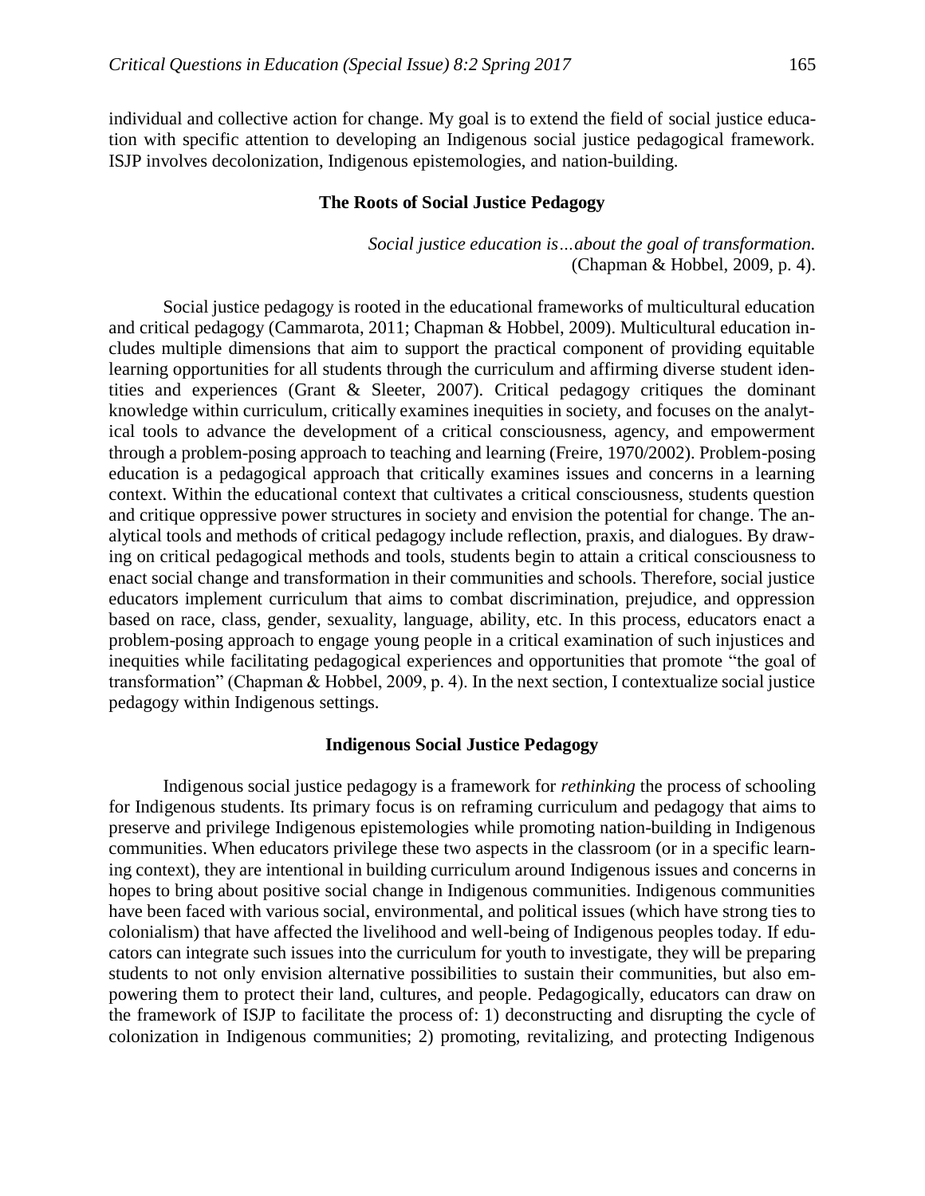individual and collective action for change. My goal is to extend the field of social justice education with specific attention to developing an Indigenous social justice pedagogical framework. ISJP involves decolonization, Indigenous epistemologies, and nation-building.

## The Roots of Social Justice Pedagogy

> *Social justice education is…about the goal of transformation.*
> (Chapman & Hobbel, 2009, p. 4).

Social justice pedagogy is rooted in the educational frameworks of multicultural education and critical pedagogy (Cammarota, 2011; Chapman & Hobbel, 2009). Multicultural education includes multiple dimensions that aim to support the practical component of providing equitable learning opportunities for all students through the curriculum and affirming diverse student identities and experiences (Grant & Sleeter, 2007). Critical pedagogy critiques the dominant knowledge within curriculum, critically examines inequities in society, and focuses on the analytical tools to advance the development of a critical consciousness, agency, and empowerment through a problem-posing approach to teaching and learning (Freire, 1970/2002). Problem-posing education is a pedagogical approach that critically examines issues and concerns in a learning context. Within the educational context that cultivates a critical consciousness, students question and critique oppressive power structures in society and envision the potential for change. The analytical tools and methods of critical pedagogy include reflection, praxis, and dialogues. By drawing on critical pedagogical methods and tools, students begin to attain a critical consciousness to enact social change and transformation in their communities and schools. Therefore, social justice educators implement curriculum that aims to combat discrimination, prejudice, and oppression based on race, class, gender, sexuality, language, ability, etc. In this process, educators enact a problem-posing approach to engage young people in a critical examination of such injustices and inequities while facilitating pedagogical experiences and opportunities that promote "the goal of transformation" (Chapman & Hobbel, 2009, p. 4). In the next section, I contextualize social justice pedagogy within Indigenous settings.

## Indigenous Social Justice Pedagogy

Indigenous social justice pedagogy is a framework for *rethinking* the process of schooling for Indigenous students. Its primary focus is on reframing curriculum and pedagogy that aims to preserve and privilege Indigenous epistemologies while promoting nation-building in Indigenous communities. When educators privilege these two aspects in the classroom (or in a specific learning context), they are intentional in building curriculum around Indigenous issues and concerns in hopes to bring about positive social change in Indigenous communities. Indigenous communities have been faced with various social, environmental, and political issues (which have strong ties to colonialism) that have affected the livelihood and well-being of Indigenous peoples today. If educators can integrate such issues into the curriculum for youth to investigate, they will be preparing students to not only envision alternative possibilities to sustain their communities, but also empowering them to protect their land, cultures, and people. Pedagogically, educators can draw on the framework of ISJP to facilitate the process of: 1) deconstructing and disrupting the cycle of colonization in Indigenous communities; 2) promoting, revitalizing, and protecting Indigenous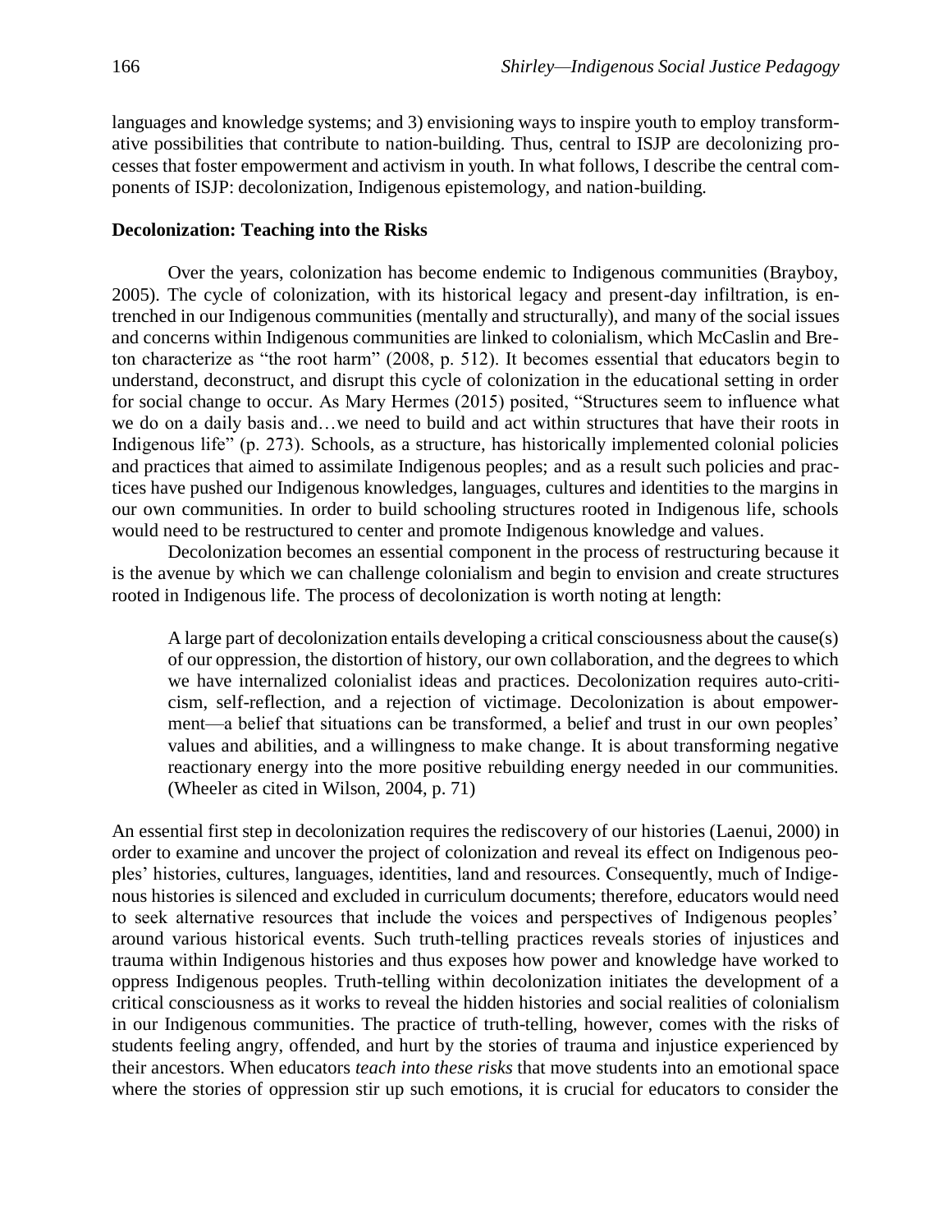languages and knowledge systems; and 3) envisioning ways to inspire youth to employ transformative possibilities that contribute to nation-building. Thus, central to ISJP are decolonizing processes that foster empowerment and activism in youth. In what follows, I describe the central components of ISJP: decolonization, Indigenous epistemology, and nation-building.

### Decolonization: Teaching into the Risks

Over the years, colonization has become endemic to Indigenous communities (Brayboy, 2005). The cycle of colonization, with its historical legacy and present-day infiltration, is entrenched in our Indigenous communities (mentally and structurally), and many of the social issues and concerns within Indigenous communities are linked to colonialism, which McCaslin and Breton characterize as "the root harm" (2008, p. 512). It becomes essential that educators begin to understand, deconstruct, and disrupt this cycle of colonization in the educational setting in order for social change to occur. As Mary Hermes (2015) posited, "Structures seem to influence what we do on a daily basis and…we need to build and act within structures that have their roots in Indigenous life" (p. 273). Schools, as a structure, has historically implemented colonial policies and practices that aimed to assimilate Indigenous peoples; and as a result such policies and practices have pushed our Indigenous knowledges, languages, cultures and identities to the margins in our own communities. In order to build schooling structures rooted in Indigenous life, schools would need to be restructured to center and promote Indigenous knowledge and values.

Decolonization becomes an essential component in the process of restructuring because it is the avenue by which we can challenge colonialism and begin to envision and create structures rooted in Indigenous life. The process of decolonization is worth noting at length:

> A large part of decolonization entails developing a critical consciousness about the cause(s) of our oppression, the distortion of history, our own collaboration, and the degrees to which we have internalized colonialist ideas and practices. Decolonization requires auto-criticism, self-reflection, and a rejection of victimage. Decolonization is about empowerment—a belief that situations can be transformed, a belief and trust in our own peoples' values and abilities, and a willingness to make change. It is about transforming negative reactionary energy into the more positive rebuilding energy needed in our communities. (Wheeler as cited in Wilson, 2004, p. 71)

An essential first step in decolonization requires the rediscovery of our histories (Laenui, 2000) in order to examine and uncover the project of colonization and reveal its effect on Indigenous peoples' histories, cultures, languages, identities, land and resources. Consequently, much of Indigenous histories is silenced and excluded in curriculum documents; therefore, educators would need to seek alternative resources that include the voices and perspectives of Indigenous peoples' around various historical events. Such truth-telling practices reveals stories of injustices and trauma within Indigenous histories and thus exposes how power and knowledge have worked to oppress Indigenous peoples. Truth-telling within decolonization initiates the development of a critical consciousness as it works to reveal the hidden histories and social realities of colonialism in our Indigenous communities. The practice of truth-telling, however, comes with the risks of students feeling angry, offended, and hurt by the stories of trauma and injustice experienced by their ancestors. When educators *teach into these risks* that move students into an emotional space where the stories of oppression stir up such emotions, it is crucial for educators to consider the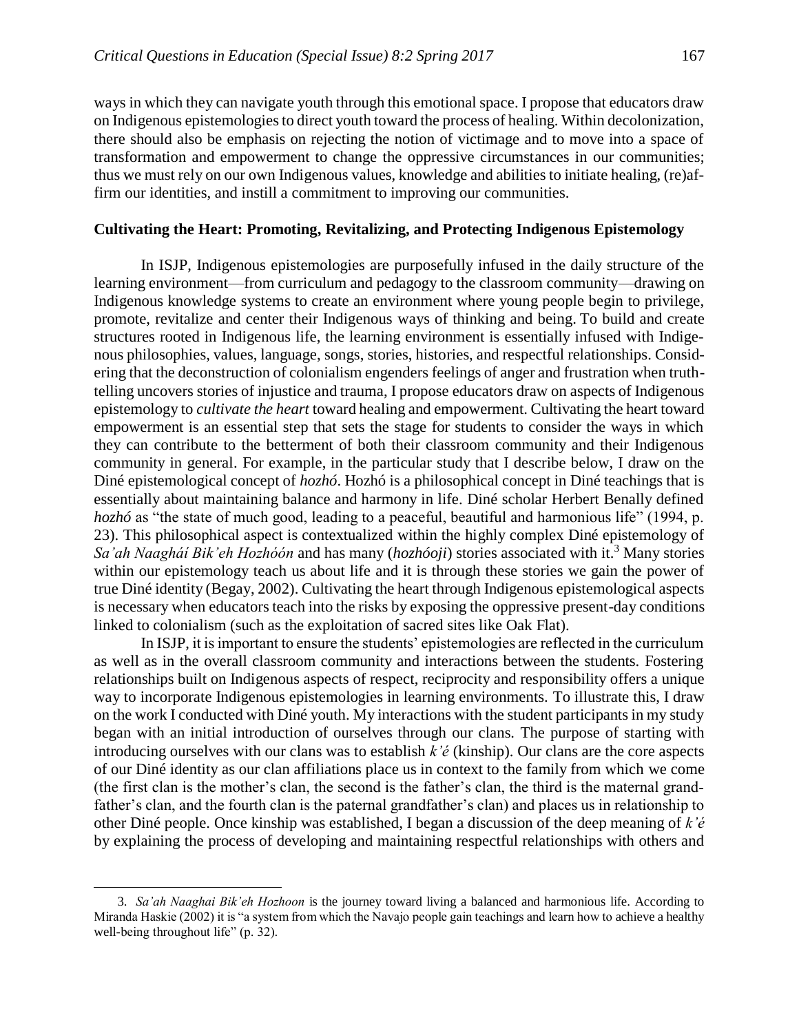ways in which they can navigate youth through this emotional space. I propose that educators draw on Indigenous epistemologies to direct youth toward the process of healing. Within decolonization, there should also be emphasis on rejecting the notion of victimage and to move into a space of transformation and empowerment to change the oppressive circumstances in our communities; thus we must rely on our own Indigenous values, knowledge and abilities to initiate healing, (re)affirm our identities, and instill a commitment to improving our communities.

**Cultivating the Heart: Promoting, Revitalizing, and Protecting Indigenous Epistemology**

In ISJP, Indigenous epistemologies are purposefully infused in the daily structure of the learning environment—from curriculum and pedagogy to the classroom community—drawing on Indigenous knowledge systems to create an environment where young people begin to privilege, promote, revitalize and center their Indigenous ways of thinking and being. To build and create structures rooted in Indigenous life, the learning environment is essentially infused with Indigenous philosophies, values, language, songs, stories, histories, and respectful relationships. Considering that the deconstruction of colonialism engenders feelings of anger and frustration when truth-telling uncovers stories of injustice and trauma, I propose educators draw on aspects of Indigenous epistemology to *cultivate the heart* toward healing and empowerment. Cultivating the heart toward empowerment is an essential step that sets the stage for students to consider the ways in which they can contribute to the betterment of both their classroom community and their Indigenous community in general. For example, in the particular study that I describe below, I draw on the Diné epistemological concept of *hozhó*. Hozhó is a philosophical concept in Diné teachings that is essentially about maintaining balance and harmony in life. Diné scholar Herbert Benally defined *hozhó* as "the state of much good, leading to a peaceful, beautiful and harmonious life" (1994, p. 23). This philosophical aspect is contextualized within the highly complex Diné epistemology of *Sa'ah Naagháí Bik'eh Hozhóón* and has many (*hozhóoji*) stories associated with it.[3] Many stories within our epistemology teach us about life and it is through these stories we gain the power of true Diné identity (Begay, 2002). Cultivating the heart through Indigenous epistemological aspects is necessary when educators teach into the risks by exposing the oppressive present-day conditions linked to colonialism (such as the exploitation of sacred sites like Oak Flat).

In ISJP, it is important to ensure the students' epistemologies are reflected in the curriculum as well as in the overall classroom community and interactions between the students. Fostering relationships built on Indigenous aspects of respect, reciprocity and responsibility offers a unique way to incorporate Indigenous epistemologies in learning environments. To illustrate this, I draw on the work I conducted with Diné youth. My interactions with the student participants in my study began with an initial introduction of ourselves through our clans. The purpose of starting with introducing ourselves with our clans was to establish *k'é* (kinship). Our clans are the core aspects of our Diné identity as our clan affiliations place us in context to the family from which we come (the first clan is the mother's clan, the second is the father's clan, the third is the maternal grandfather's clan, and the fourth clan is the paternal grandfather's clan) and places us in relationship to other Diné people. Once kinship was established, I began a discussion of the deep meaning of *k'é* by explaining the process of developing and maintaining respectful relationships with others and

---

3. *Sa'ah Naaghai Bik'eh Hozhoon* is the journey toward living a balanced and harmonious life. According to Miranda Haskie (2002) it is "a system from which the Navajo people gain teachings and learn how to achieve a healthy well-being throughout life" (p. 32).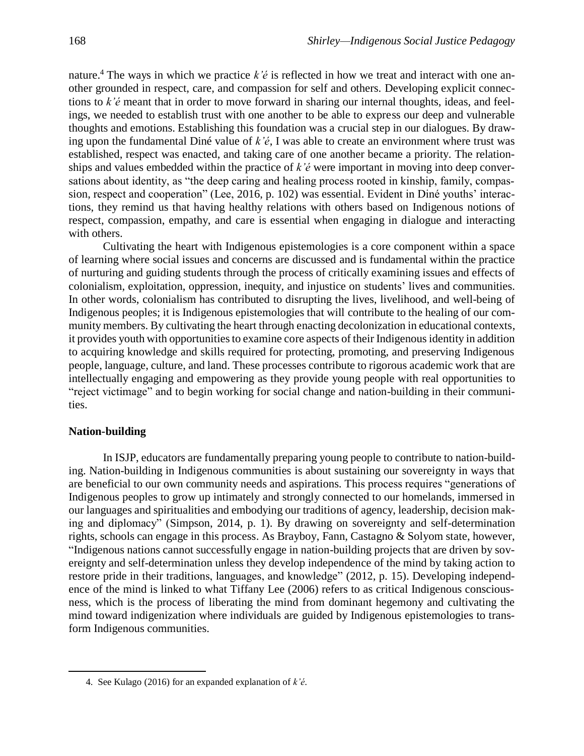nature.[4] The ways in which we practice *k'é* is reflected in how we treat and interact with one another grounded in respect, care, and compassion for self and others. Developing explicit connections to *k'é* meant that in order to move forward in sharing our internal thoughts, ideas, and feelings, we needed to establish trust with one another to be able to express our deep and vulnerable thoughts and emotions. Establishing this foundation was a crucial step in our dialogues. By drawing upon the fundamental Diné value of *k'é*, I was able to create an environment where trust was established, respect was enacted, and taking care of one another became a priority. The relationships and values embedded within the practice of *k'é* were important in moving into deep conversations about identity, as "the deep caring and healing process rooted in kinship, family, compassion, respect and cooperation" (Lee, 2016, p. 102) was essential. Evident in Diné youths' interactions, they remind us that having healthy relations with others based on Indigenous notions of respect, compassion, empathy, and care is essential when engaging in dialogue and interacting with others.

Cultivating the heart with Indigenous epistemologies is a core component within a space of learning where social issues and concerns are discussed and is fundamental within the practice of nurturing and guiding students through the process of critically examining issues and effects of colonialism, exploitation, oppression, inequity, and injustice on students' lives and communities. In other words, colonialism has contributed to disrupting the lives, livelihood, and well-being of Indigenous peoples; it is Indigenous epistemologies that will contribute to the healing of our community members. By cultivating the heart through enacting decolonization in educational contexts, it provides youth with opportunities to examine core aspects of their Indigenous identity in addition to acquiring knowledge and skills required for protecting, promoting, and preserving Indigenous people, language, culture, and land. These processes contribute to rigorous academic work that are intellectually engaging and empowering as they provide young people with real opportunities to "reject victimage" and to begin working for social change and nation-building in their communities.

**Nation-building**

In ISJP, educators are fundamentally preparing young people to contribute to nation-building. Nation-building in Indigenous communities is about sustaining our sovereignty in ways that are beneficial to our own community needs and aspirations. This process requires "generations of Indigenous peoples to grow up intimately and strongly connected to our homelands, immersed in our languages and spiritualities and embodying our traditions of agency, leadership, decision making and diplomacy" (Simpson, 2014, p. 1). By drawing on sovereignty and self-determination rights, schools can engage in this process. As Brayboy, Fann, Castagno & Solyom state, however, "Indigenous nations cannot successfully engage in nation-building projects that are driven by sovereignty and self-determination unless they develop independence of the mind by taking action to restore pride in their traditions, languages, and knowledge" (2012, p. 15). Developing independence of the mind is linked to what Tiffany Lee (2006) refers to as critical Indigenous consciousness, which is the process of liberating the mind from dominant hegemony and cultivating the mind toward indigenization where individuals are guided by Indigenous epistemologies to transform Indigenous communities.

4. See Kulago (2016) for an expanded explanation of *k'é*.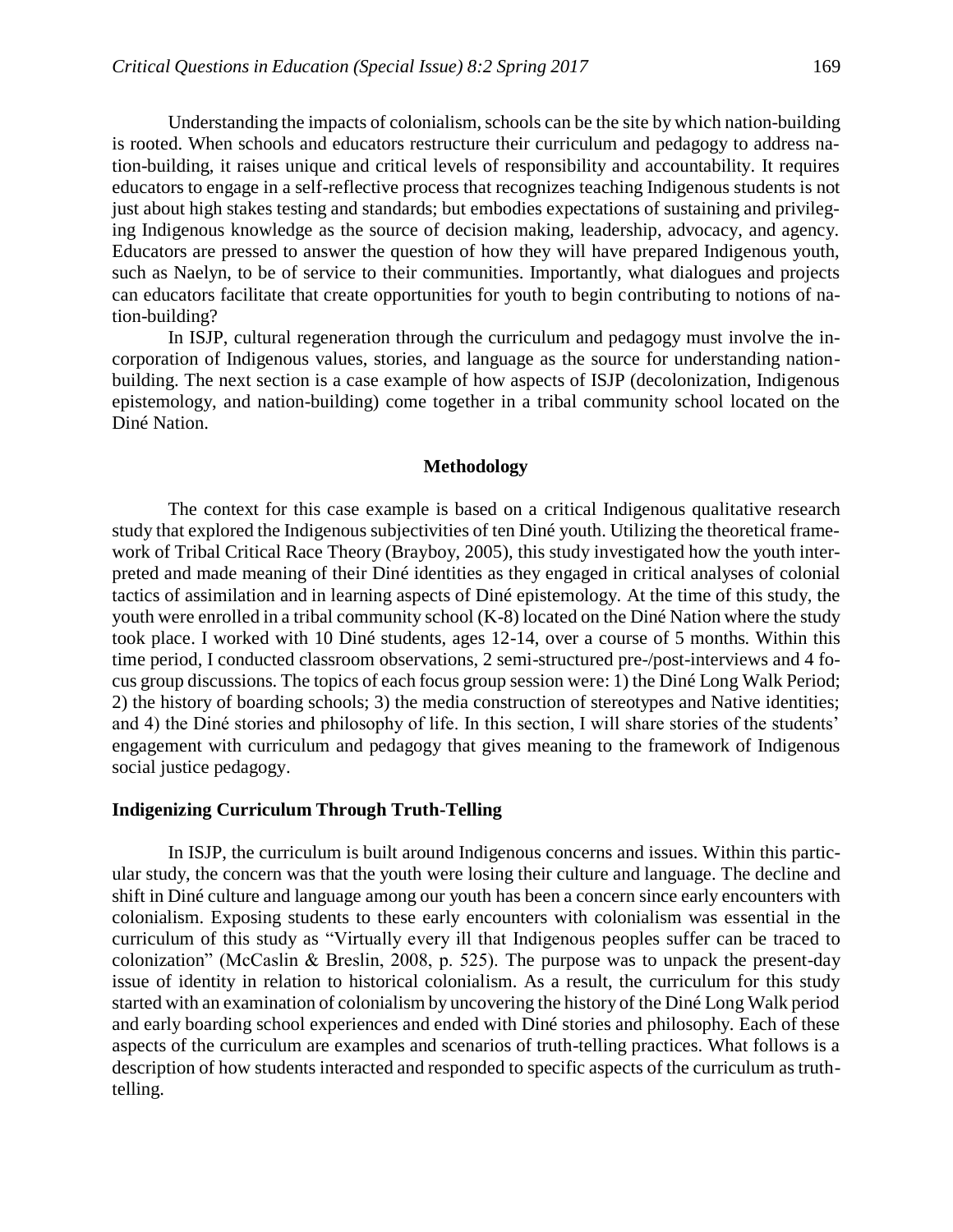Understanding the impacts of colonialism, schools can be the site by which nation-building is rooted. When schools and educators restructure their curriculum and pedagogy to address nation-building, it raises unique and critical levels of responsibility and accountability. It requires educators to engage in a self-reflective process that recognizes teaching Indigenous students is not just about high stakes testing and standards; but embodies expectations of sustaining and privileging Indigenous knowledge as the source of decision making, leadership, advocacy, and agency. Educators are pressed to answer the question of how they will have prepared Indigenous youth, such as Naelyn, to be of service to their communities. Importantly, what dialogues and projects can educators facilitate that create opportunities for youth to begin contributing to notions of nation-building?

In ISJP, cultural regeneration through the curriculum and pedagogy must involve the incorporation of Indigenous values, stories, and language as the source for understanding nation-building. The next section is a case example of how aspects of ISJP (decolonization, Indigenous epistemology, and nation-building) come together in a tribal community school located on the Diné Nation.

## Methodology

The context for this case example is based on a critical Indigenous qualitative research study that explored the Indigenous subjectivities of ten Diné youth. Utilizing the theoretical framework of Tribal Critical Race Theory (Brayboy, 2005), this study investigated how the youth interpreted and made meaning of their Diné identities as they engaged in critical analyses of colonial tactics of assimilation and in learning aspects of Diné epistemology. At the time of this study, the youth were enrolled in a tribal community school (K-8) located on the Diné Nation where the study took place. I worked with 10 Diné students, ages 12-14, over a course of 5 months. Within this time period, I conducted classroom observations, 2 semi-structured pre-/post-interviews and 4 focus group discussions. The topics of each focus group session were: 1) the Diné Long Walk Period; 2) the history of boarding schools; 3) the media construction of stereotypes and Native identities; and 4) the Diné stories and philosophy of life. In this section, I will share stories of the students' engagement with curriculum and pedagogy that gives meaning to the framework of Indigenous social justice pedagogy.

### Indigenizing Curriculum Through Truth-Telling

In ISJP, the curriculum is built around Indigenous concerns and issues. Within this particular study, the concern was that the youth were losing their culture and language. The decline and shift in Diné culture and language among our youth has been a concern since early encounters with colonialism. Exposing students to these early encounters with colonialism was essential in the curriculum of this study as "Virtually every ill that Indigenous peoples suffer can be traced to colonization" (McCaslin & Breslin, 2008, p. 525). The purpose was to unpack the present-day issue of identity in relation to historical colonialism. As a result, the curriculum for this study started with an examination of colonialism by uncovering the history of the Diné Long Walk period and early boarding school experiences and ended with Diné stories and philosophy. Each of these aspects of the curriculum are examples and scenarios of truth-telling practices. What follows is a description of how students interacted and responded to specific aspects of the curriculum as truth-telling.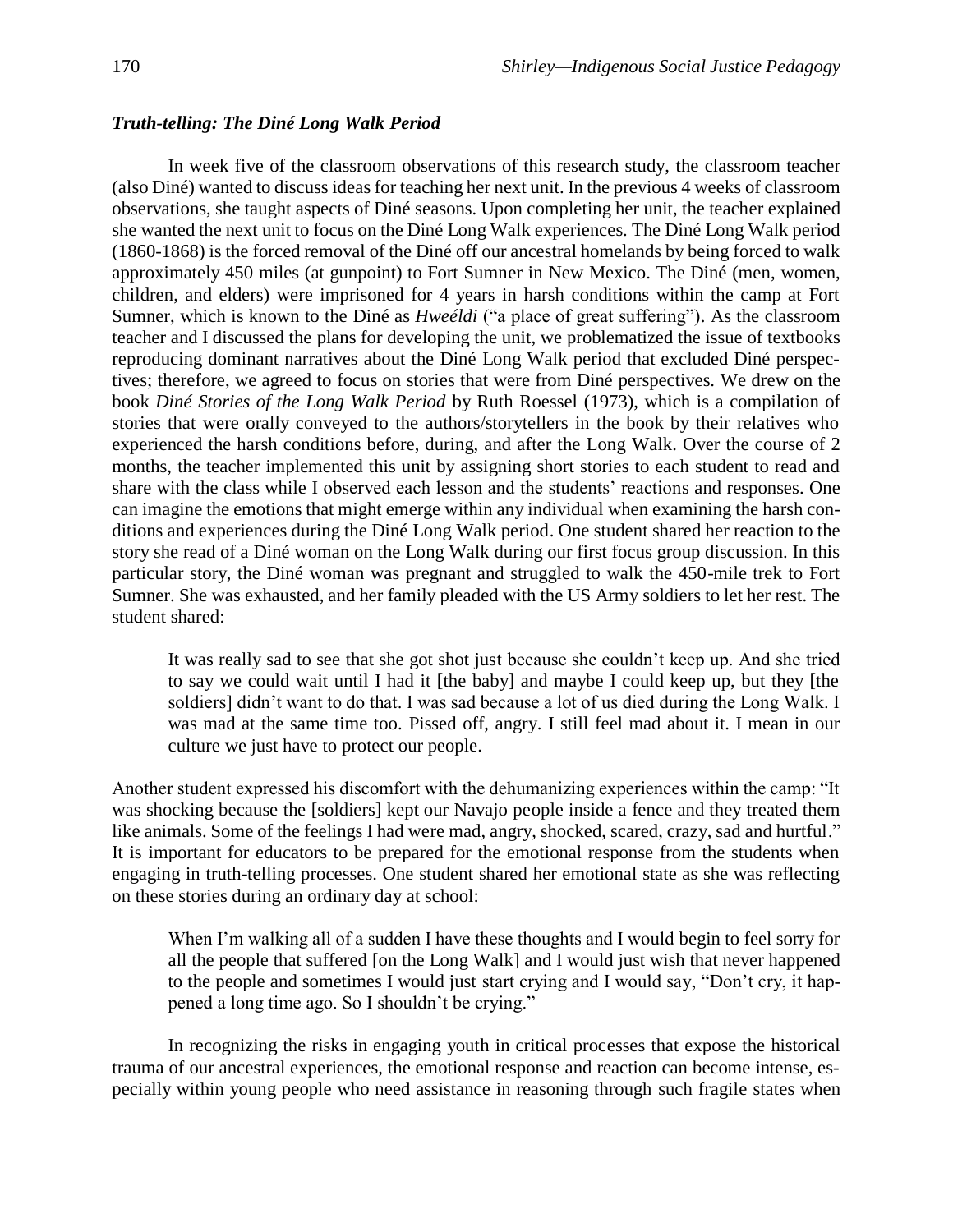### *Truth-telling: The Diné Long Walk Period*

In week five of the classroom observations of this research study, the classroom teacher (also Diné) wanted to discuss ideas for teaching her next unit. In the previous 4 weeks of classroom observations, she taught aspects of Diné seasons. Upon completing her unit, the teacher explained she wanted the next unit to focus on the Diné Long Walk experiences. The Diné Long Walk period (1860-1868) is the forced removal of the Diné off our ancestral homelands by being forced to walk approximately 450 miles (at gunpoint) to Fort Sumner in New Mexico. The Diné (men, women, children, and elders) were imprisoned for 4 years in harsh conditions within the camp at Fort Sumner, which is known to the Diné as *Hweéldi* ("a place of great suffering"). As the classroom teacher and I discussed the plans for developing the unit, we problematized the issue of textbooks reproducing dominant narratives about the Diné Long Walk period that excluded Diné perspectives; therefore, we agreed to focus on stories that were from Diné perspectives. We drew on the book *Diné Stories of the Long Walk Period* by Ruth Roessel (1973), which is a compilation of stories that were orally conveyed to the authors/storytellers in the book by their relatives who experienced the harsh conditions before, during, and after the Long Walk. Over the course of 2 months, the teacher implemented this unit by assigning short stories to each student to read and share with the class while I observed each lesson and the students' reactions and responses. One can imagine the emotions that might emerge within any individual when examining the harsh conditions and experiences during the Diné Long Walk period. One student shared her reaction to the story she read of a Diné woman on the Long Walk during our first focus group discussion. In this particular story, the Diné woman was pregnant and struggled to walk the 450-mile trek to Fort Sumner. She was exhausted, and her family pleaded with the US Army soldiers to let her rest. The student shared:

> It was really sad to see that she got shot just because she couldn't keep up. And she tried to say we could wait until I had it [the baby] and maybe I could keep up, but they [the soldiers] didn't want to do that. I was sad because a lot of us died during the Long Walk. I was mad at the same time too. Pissed off, angry. I still feel mad about it. I mean in our culture we just have to protect our people.

Another student expressed his discomfort with the dehumanizing experiences within the camp: "It was shocking because the [soldiers] kept our Navajo people inside a fence and they treated them like animals. Some of the feelings I had were mad, angry, shocked, scared, crazy, sad and hurtful." It is important for educators to be prepared for the emotional response from the students when engaging in truth-telling processes. One student shared her emotional state as she was reflecting on these stories during an ordinary day at school:

> When I'm walking all of a sudden I have these thoughts and I would begin to feel sorry for all the people that suffered [on the Long Walk] and I would just wish that never happened to the people and sometimes I would just start crying and I would say, "Don't cry, it happened a long time ago. So I shouldn't be crying."

In recognizing the risks in engaging youth in critical processes that expose the historical trauma of our ancestral experiences, the emotional response and reaction can become intense, especially within young people who need assistance in reasoning through such fragile states when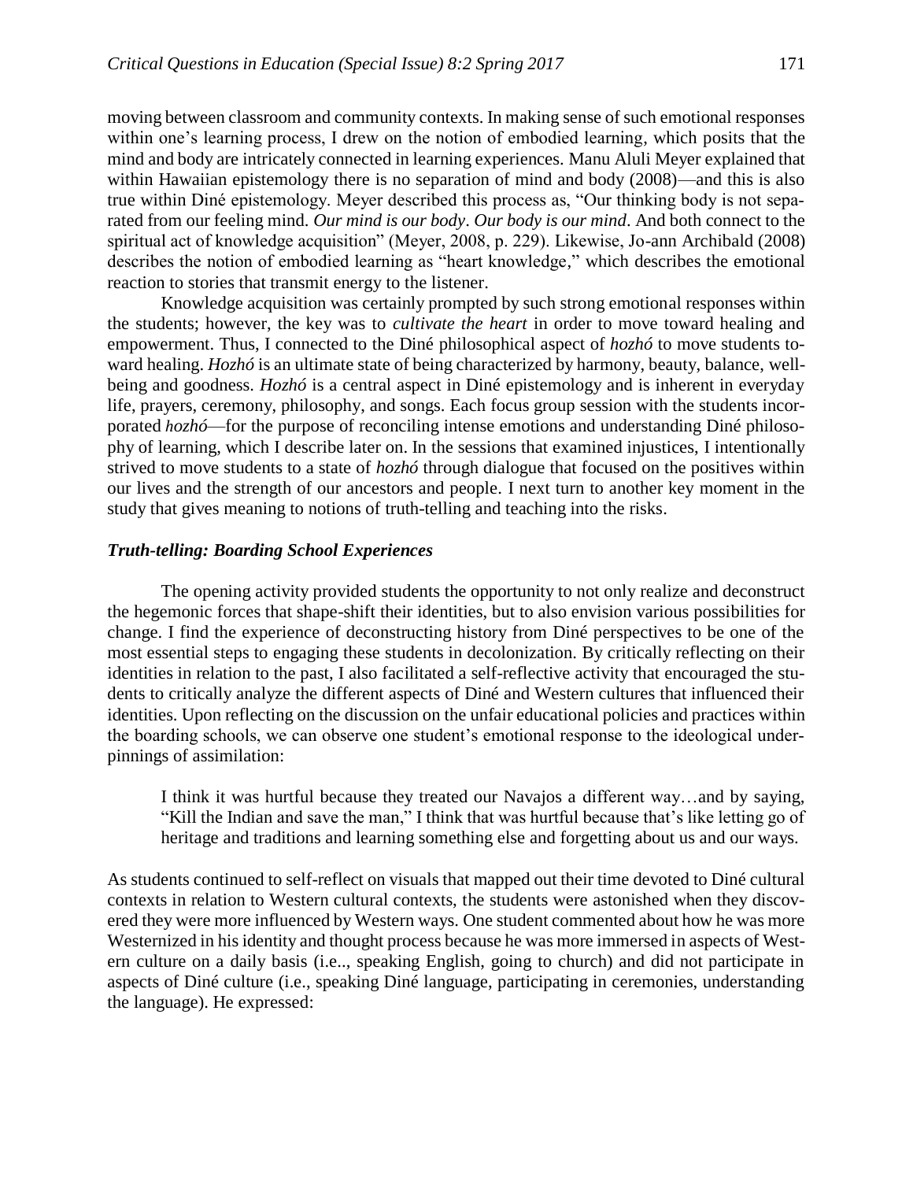moving between classroom and community contexts. In making sense of such emotional responses within one's learning process, I drew on the notion of embodied learning, which posits that the mind and body are intricately connected in learning experiences. Manu Aluli Meyer explained that within Hawaiian epistemology there is no separation of mind and body (2008)—and this is also true within Diné epistemology. Meyer described this process as, "Our thinking body is not separated from our feeling mind. *Our mind is our body*. *Our body is our mind*. And both connect to the spiritual act of knowledge acquisition" (Meyer, 2008, p. 229). Likewise, Jo-ann Archibald (2008) describes the notion of embodied learning as "heart knowledge," which describes the emotional reaction to stories that transmit energy to the listener.

Knowledge acquisition was certainly prompted by such strong emotional responses within the students; however, the key was to *cultivate the heart* in order to move toward healing and empowerment. Thus, I connected to the Diné philosophical aspect of *hozhó* to move students toward healing. *Hozhó* is an ultimate state of being characterized by harmony, beauty, balance, well-being and goodness. *Hozhó* is a central aspect in Diné epistemology and is inherent in everyday life, prayers, ceremony, philosophy, and songs. Each focus group session with the students incorporated *hozhó*—for the purpose of reconciling intense emotions and understanding Diné philosophy of learning, which I describe later on. In the sessions that examined injustices, I intentionally strived to move students to a state of *hozhó* through dialogue that focused on the positives within our lives and the strength of our ancestors and people. I next turn to another key moment in the study that gives meaning to notions of truth-telling and teaching into the risks.

### *Truth-telling: Boarding School Experiences*

The opening activity provided students the opportunity to not only realize and deconstruct the hegemonic forces that shape-shift their identities, but to also envision various possibilities for change. I find the experience of deconstructing history from Diné perspectives to be one of the most essential steps to engaging these students in decolonization. By critically reflecting on their identities in relation to the past, I also facilitated a self-reflective activity that encouraged the students to critically analyze the different aspects of Diné and Western cultures that influenced their identities. Upon reflecting on the discussion on the unfair educational policies and practices within the boarding schools, we can observe one student's emotional response to the ideological underpinnings of assimilation:

> I think it was hurtful because they treated our Navajos a different way…and by saying, "Kill the Indian and save the man," I think that was hurtful because that's like letting go of heritage and traditions and learning something else and forgetting about us and our ways.

As students continued to self-reflect on visuals that mapped out their time devoted to Diné cultural contexts in relation to Western cultural contexts, the students were astonished when they discovered they were more influenced by Western ways. One student commented about how he was more Westernized in his identity and thought process because he was more immersed in aspects of Western culture on a daily basis (i.e.., speaking English, going to church) and did not participate in aspects of Diné culture (i.e., speaking Diné language, participating in ceremonies, understanding the language). He expressed: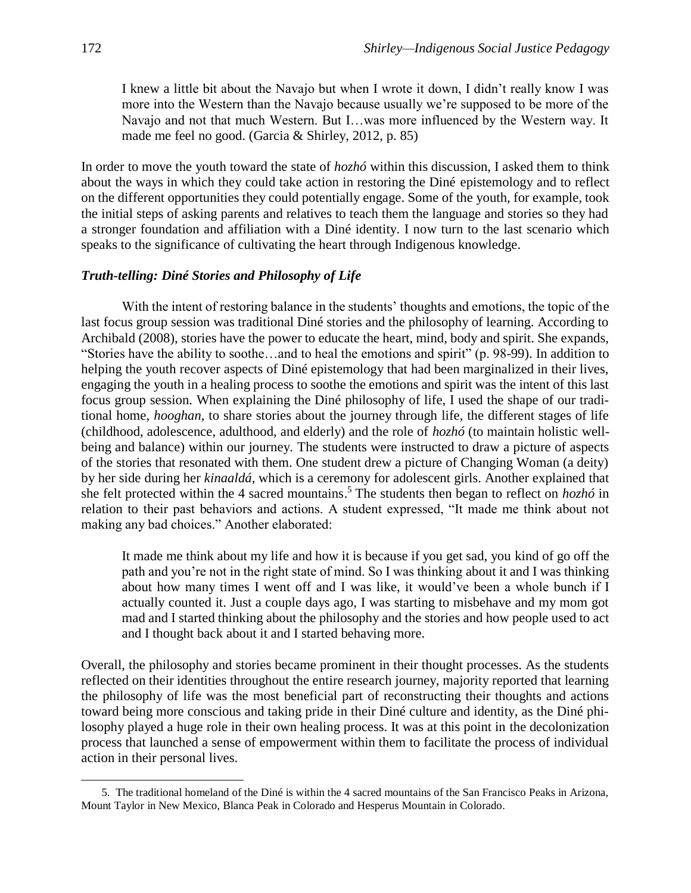> I knew a little bit about the Navajo but when I wrote it down, I didn't really know I was more into the Western than the Navajo because usually we're supposed to be more of the Navajo and not that much Western. But I…was more influenced by the Western way. It made me feel no good. (Garcia & Shirley, 2012, p. 85)

In order to move the youth toward the state of *hozhó* within this discussion, I asked them to think about the ways in which they could take action in restoring the Diné epistemology and to reflect on the different opportunities they could potentially engage. Some of the youth, for example, took the initial steps of asking parents and relatives to teach them the language and stories so they had a stronger foundation and affiliation with a Diné identity. I now turn to the last scenario which speaks to the significance of cultivating the heart through Indigenous knowledge.

### *Truth-telling: Diné Stories and Philosophy of Life*

With the intent of restoring balance in the students' thoughts and emotions, the topic of the last focus group session was traditional Diné stories and the philosophy of learning. According to Archibald (2008), stories have the power to educate the heart, mind, body and spirit. She expands, "Stories have the ability to soothe…and to heal the emotions and spirit" (p. 98-99). In addition to helping the youth recover aspects of Diné epistemology that had been marginalized in their lives, engaging the youth in a healing process to soothe the emotions and spirit was the intent of this last focus group session. When explaining the Diné philosophy of life, I used the shape of our traditional home, *hooghan*, to share stories about the journey through life, the different stages of life (childhood, adolescence, adulthood, and elderly) and the role of *hozhó* (to maintain holistic well-being and balance) within our journey. The students were instructed to draw a picture of aspects of the stories that resonated with them. One student drew a picture of Changing Woman (a deity) by her side during her *kinaaldá*, which is a ceremony for adolescent girls. Another explained that she felt protected within the 4 sacred mountains.[5] The students then began to reflect on *hozhó* in relation to their past behaviors and actions. A student expressed, "It made me think about not making any bad choices." Another elaborated:

> It made me think about my life and how it is because if you get sad, you kind of go off the path and you're not in the right state of mind. So I was thinking about it and I was thinking about how many times I went off and I was like, it would've been a whole bunch if I actually counted it. Just a couple days ago, I was starting to misbehave and my mom got mad and I started thinking about the philosophy and the stories and how people used to act and I thought back about it and I started behaving more.

Overall, the philosophy and stories became prominent in their thought processes. As the students reflected on their identities throughout the entire research journey, majority reported that learning the philosophy of life was the most beneficial part of reconstructing their thoughts and actions toward being more conscious and taking pride in their Diné culture and identity, as the Diné philosophy played a huge role in their own healing process. It was at this point in the decolonization process that launched a sense of empowerment within them to facilitate the process of individual action in their personal lives.

---

5. The traditional homeland of the Diné is within the 4 sacred mountains of the San Francisco Peaks in Arizona, Mount Taylor in New Mexico, Blanca Peak in Colorado and Hesperus Mountain in Colorado.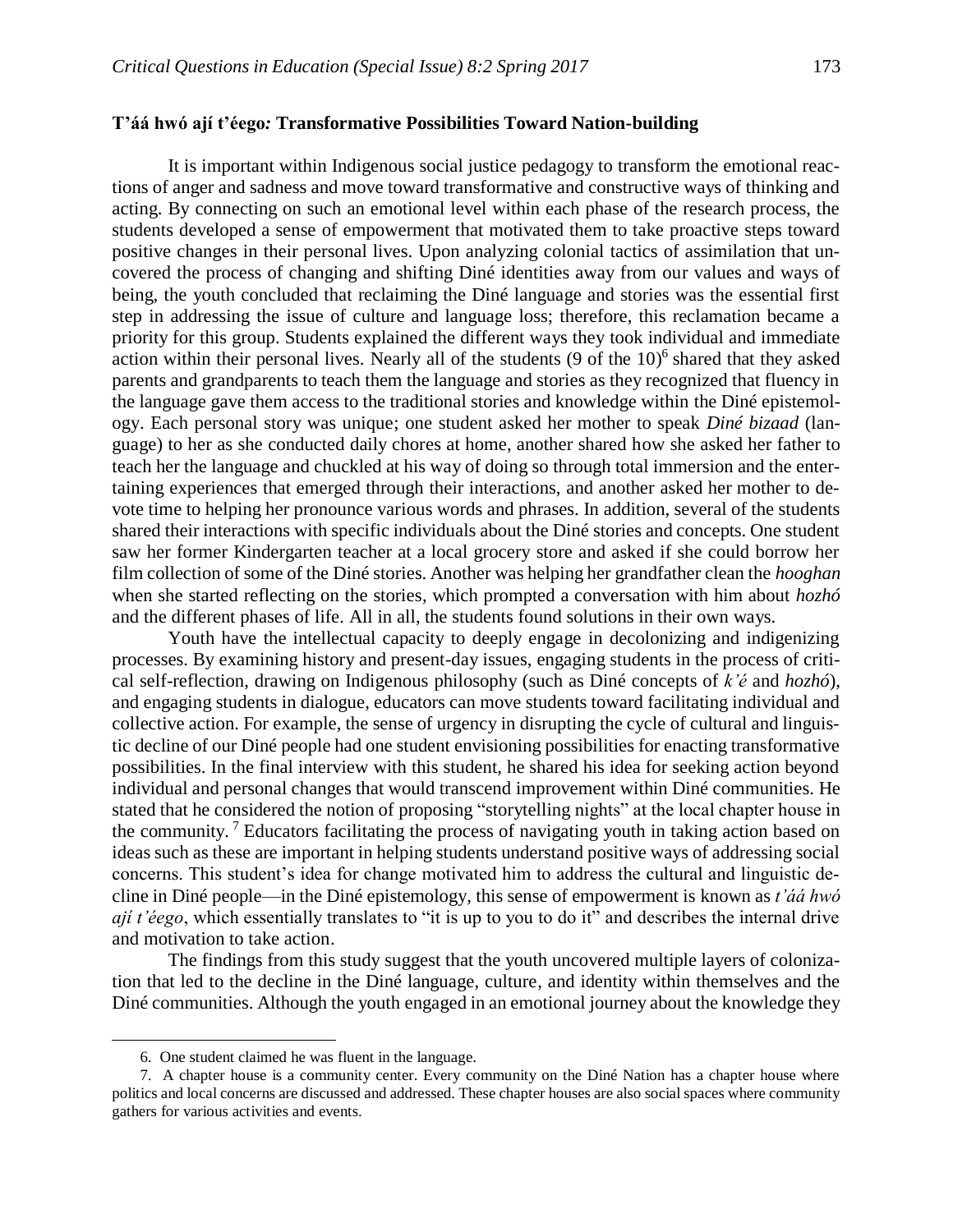### T'áá hwó ají t'éego*:* Transformative Possibilities Toward Nation-building

It is important within Indigenous social justice pedagogy to transform the emotional reactions of anger and sadness and move toward transformative and constructive ways of thinking and acting. By connecting on such an emotional level within each phase of the research process, the students developed a sense of empowerment that motivated them to take proactive steps toward positive changes in their personal lives. Upon analyzing colonial tactics of assimilation that uncovered the process of changing and shifting Diné identities away from our values and ways of being, the youth concluded that reclaiming the Diné language and stories was the essential first step in addressing the issue of culture and language loss; therefore, this reclamation became a priority for this group. Students explained the different ways they took individual and immediate action within their personal lives. Nearly all of the students (9 of the 10)[6] shared that they asked parents and grandparents to teach them the language and stories as they recognized that fluency in the language gave them access to the traditional stories and knowledge within the Diné epistemology. Each personal story was unique; one student asked her mother to speak *Diné bizaad* (language) to her as she conducted daily chores at home, another shared how she asked her father to teach her the language and chuckled at his way of doing so through total immersion and the entertaining experiences that emerged through their interactions, and another asked her mother to devote time to helping her pronounce various words and phrases. In addition, several of the students shared their interactions with specific individuals about the Diné stories and concepts. One student saw her former Kindergarten teacher at a local grocery store and asked if she could borrow her film collection of some of the Diné stories. Another was helping her grandfather clean the *hooghan* when she started reflecting on the stories, which prompted a conversation with him about *hozhó* and the different phases of life. All in all, the students found solutions in their own ways.

Youth have the intellectual capacity to deeply engage in decolonizing and indigenizing processes. By examining history and present-day issues, engaging students in the process of critical self-reflection, drawing on Indigenous philosophy (such as Diné concepts of *k'é* and *hozhó*), and engaging students in dialogue, educators can move students toward facilitating individual and collective action. For example, the sense of urgency in disrupting the cycle of cultural and linguistic decline of our Diné people had one student envisioning possibilities for enacting transformative possibilities. In the final interview with this student, he shared his idea for seeking action beyond individual and personal changes that would transcend improvement within Diné communities. He stated that he considered the notion of proposing "storytelling nights" at the local chapter house in the community.[7] Educators facilitating the process of navigating youth in taking action based on ideas such as these are important in helping students understand positive ways of addressing social concerns. This student's idea for change motivated him to address the cultural and linguistic decline in Diné people—in the Diné epistemology, this sense of empowerment is known as *t'áá hwó ají t'éego*, which essentially translates to "it is up to you to do it" and describes the internal drive and motivation to take action.

The findings from this study suggest that the youth uncovered multiple layers of colonization that led to the decline in the Diné language, culture, and identity within themselves and the Diné communities. Although the youth engaged in an emotional journey about the knowledge they

---

6. One student claimed he was fluent in the language.

7. A chapter house is a community center. Every community on the Diné Nation has a chapter house where politics and local concerns are discussed and addressed. These chapter houses are also social spaces where community gathers for various activities and events.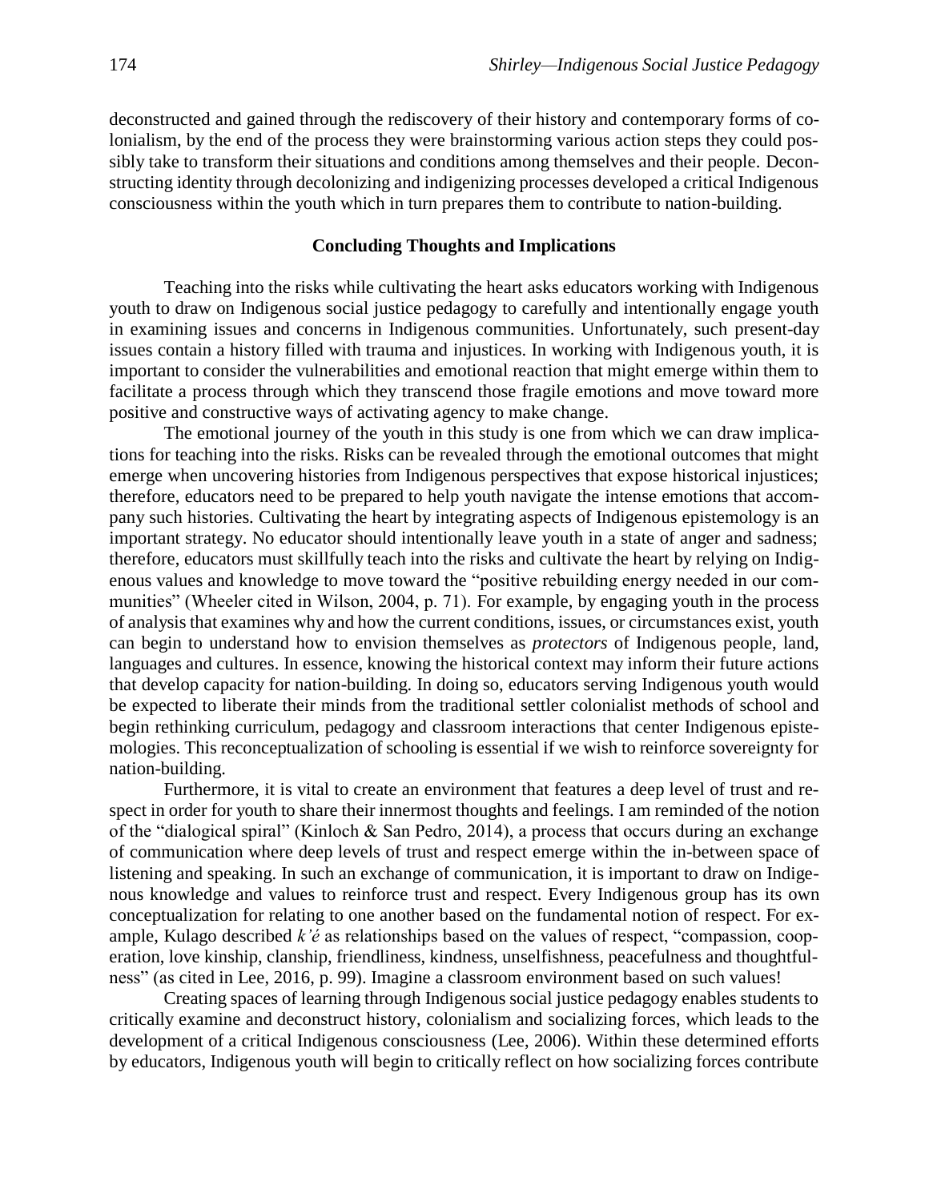deconstructed and gained through the rediscovery of their history and contemporary forms of colonialism, by the end of the process they were brainstorming various action steps they could possibly take to transform their situations and conditions among themselves and their people. Deconstructing identity through decolonizing and indigenizing processes developed a critical Indigenous consciousness within the youth which in turn prepares them to contribute to nation-building.

## Concluding Thoughts and Implications

Teaching into the risks while cultivating the heart asks educators working with Indigenous youth to draw on Indigenous social justice pedagogy to carefully and intentionally engage youth in examining issues and concerns in Indigenous communities. Unfortunately, such present-day issues contain a history filled with trauma and injustices. In working with Indigenous youth, it is important to consider the vulnerabilities and emotional reaction that might emerge within them to facilitate a process through which they transcend those fragile emotions and move toward more positive and constructive ways of activating agency to make change.

The emotional journey of the youth in this study is one from which we can draw implications for teaching into the risks. Risks can be revealed through the emotional outcomes that might emerge when uncovering histories from Indigenous perspectives that expose historical injustices; therefore, educators need to be prepared to help youth navigate the intense emotions that accompany such histories. Cultivating the heart by integrating aspects of Indigenous epistemology is an important strategy. No educator should intentionally leave youth in a state of anger and sadness; therefore, educators must skillfully teach into the risks and cultivate the heart by relying on Indigenous values and knowledge to move toward the "positive rebuilding energy needed in our communities" (Wheeler cited in Wilson, 2004, p. 71). For example, by engaging youth in the process of analysis that examines why and how the current conditions, issues, or circumstances exist, youth can begin to understand how to envision themselves as *protectors* of Indigenous people, land, languages and cultures. In essence, knowing the historical context may inform their future actions that develop capacity for nation-building. In doing so, educators serving Indigenous youth would be expected to liberate their minds from the traditional settler colonialist methods of school and begin rethinking curriculum, pedagogy and classroom interactions that center Indigenous epistemologies. This reconceptualization of schooling is essential if we wish to reinforce sovereignty for nation-building.

Furthermore, it is vital to create an environment that features a deep level of trust and respect in order for youth to share their innermost thoughts and feelings. I am reminded of the notion of the "dialogical spiral" (Kinloch & San Pedro, 2014), a process that occurs during an exchange of communication where deep levels of trust and respect emerge within the in-between space of listening and speaking. In such an exchange of communication, it is important to draw on Indigenous knowledge and values to reinforce trust and respect. Every Indigenous group has its own conceptualization for relating to one another based on the fundamental notion of respect. For example, Kulago described *k'é* as relationships based on the values of respect, "compassion, cooperation, love kinship, clanship, friendliness, kindness, unselfishness, peacefulness and thoughtfulness" (as cited in Lee, 2016, p. 99). Imagine a classroom environment based on such values!

Creating spaces of learning through Indigenous social justice pedagogy enables students to critically examine and deconstruct history, colonialism and socializing forces, which leads to the development of a critical Indigenous consciousness (Lee, 2006). Within these determined efforts by educators, Indigenous youth will begin to critically reflect on how socializing forces contribute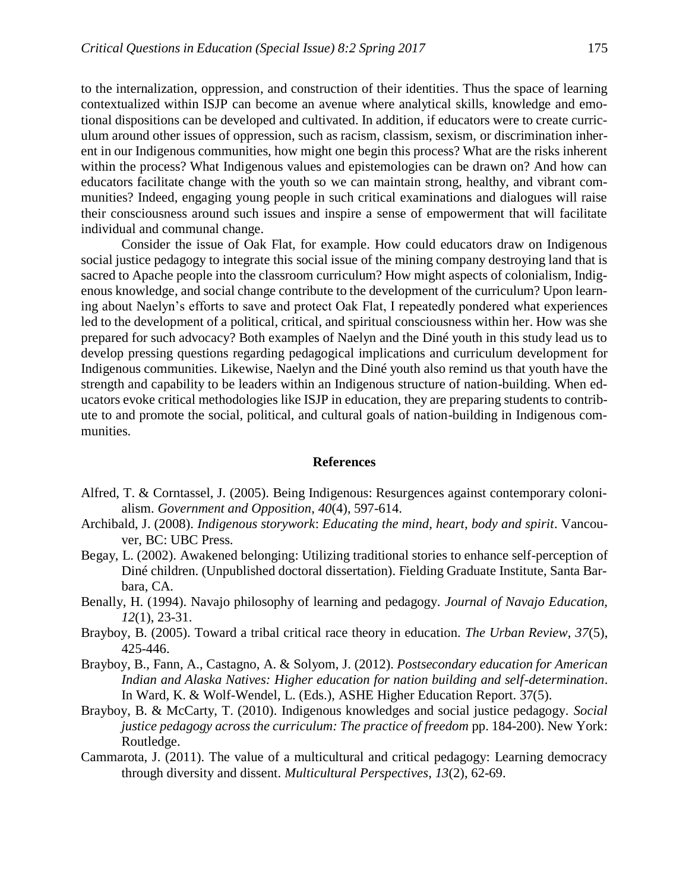to the internalization, oppression, and construction of their identities. Thus the space of learning contextualized within ISJP can become an avenue where analytical skills, knowledge and emotional dispositions can be developed and cultivated. In addition, if educators were to create curriculum around other issues of oppression, such as racism, classism, sexism, or discrimination inherent in our Indigenous communities, how might one begin this process? What are the risks inherent within the process? What Indigenous values and epistemologies can be drawn on? And how can educators facilitate change with the youth so we can maintain strong, healthy, and vibrant communities? Indeed, engaging young people in such critical examinations and dialogues will raise their consciousness around such issues and inspire a sense of empowerment that will facilitate individual and communal change.

Consider the issue of Oak Flat, for example. How could educators draw on Indigenous social justice pedagogy to integrate this social issue of the mining company destroying land that is sacred to Apache people into the classroom curriculum? How might aspects of colonialism, Indigenous knowledge, and social change contribute to the development of the curriculum? Upon learning about Naelyn's efforts to save and protect Oak Flat, I repeatedly pondered what experiences led to the development of a political, critical, and spiritual consciousness within her. How was she prepared for such advocacy? Both examples of Naelyn and the Diné youth in this study lead us to develop pressing questions regarding pedagogical implications and curriculum development for Indigenous communities. Likewise, Naelyn and the Diné youth also remind us that youth have the strength and capability to be leaders within an Indigenous structure of nation-building. When educators evoke critical methodologies like ISJP in education, they are preparing students to contribute to and promote the social, political, and cultural goals of nation-building in Indigenous communities.

## References

Alfred, T. & Corntassel, J. (2005). Being Indigenous: Resurgences against contemporary colonialism. *Government and Opposition*, *40*(4), 597-614.

Archibald, J. (2008). *Indigenous storywork*: *Educating the mind, heart, body and spirit*. Vancouver, BC: UBC Press.

Begay, L. (2002). Awakened belonging: Utilizing traditional stories to enhance self-perception of Diné children. (Unpublished doctoral dissertation). Fielding Graduate Institute, Santa Barbara, CA.

Benally, H. (1994). Navajo philosophy of learning and pedagogy. *Journal of Navajo Education, 12*(1), 23-31.

Brayboy, B. (2005). Toward a tribal critical race theory in education. *The Urban Review*, *37*(5), 425-446.

Brayboy, B., Fann, A., Castagno, A. & Solyom, J. (2012). *Postsecondary education for American Indian and Alaska Natives: Higher education for nation building and self-determination*. In Ward, K. & Wolf-Wendel, L. (Eds.), ASHE Higher Education Report. 37(5).

Brayboy, B. & McCarty, T. (2010). Indigenous knowledges and social justice pedagogy. *Social justice pedagogy across the curriculum: The practice of freedom* pp. 184-200). New York: Routledge.

Cammarota, J. (2011). The value of a multicultural and critical pedagogy: Learning democracy through diversity and dissent. *Multicultural Perspectives*, *13*(2), 62-69.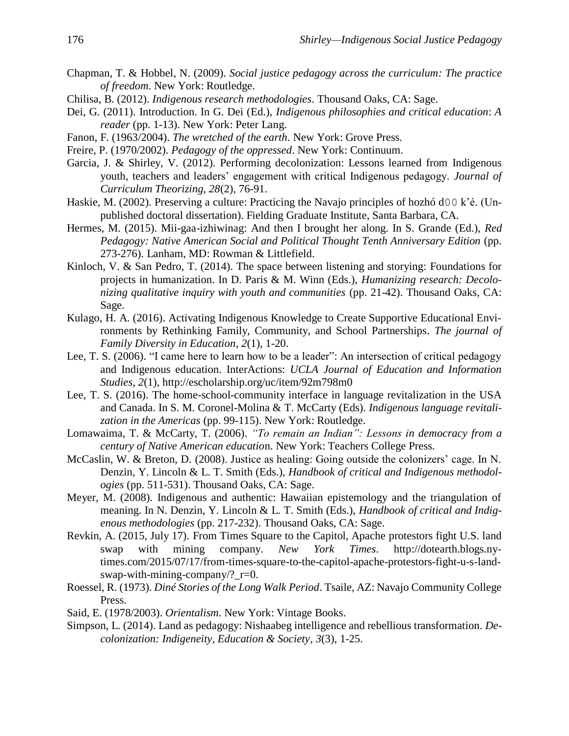Chapman, T. & Hobbel, N. (2009). *Social justice pedagogy across the curriculum: The practice of freedom*. New York: Routledge.

Chilisa, B. (2012). *Indigenous research methodologies*. Thousand Oaks, CA: Sage.

Dei, G. (2011). Introduction. In G. Dei (Ed.), *Indigenous philosophies and critical education*: *A reader* (pp. 1-13). New York: Peter Lang.

Fanon, F. (1963/2004). *The wretched of the earth*. New York: Grove Press.

Freire, P. (1970/2002). *Pedagogy of the oppressed*. New York: Continuum.

Garcia, J. & Shirley, V. (2012). Performing decolonization: Lessons learned from Indigenous youth, teachers and leaders' engagement with critical Indigenous pedagogy. *Journal of Curriculum Theorizing*, *28*(2), 76-91.

Haskie, M. (2002). Preserving a culture: Practicing the Navajo principles of hozhó dOO k'é. (Unpublished doctoral dissertation). Fielding Graduate Institute, Santa Barbara, CA.

Hermes, M. (2015). Mii-gaa-izhiwinag: And then I brought her along. In S. Grande (Ed.), *Red Pedagogy: Native American Social and Political Thought Tenth Anniversary Edition* (pp. 273-276). Lanham, MD: Rowman & Littlefield.

Kinloch, V. & San Pedro, T. (2014). The space between listening and storying: Foundations for projects in humanization. In D. Paris & M. Winn (Eds.), *Humanizing research: Decolonizing qualitative inquiry with youth and communities* (pp. 21-42). Thousand Oaks, CA: Sage.

Kulago, H. A. (2016). Activating Indigenous Knowledge to Create Supportive Educational Environments by Rethinking Family, Community, and School Partnerships. *The journal of Family Diversity in Education*, *2*(1), 1-20.

Lee, T. S. (2006). "I came here to learn how to be a leader": An intersection of critical pedagogy and Indigenous education. InterActions: *UCLA Journal of Education and Information Studies*, *2*(1), http://escholarship.org/uc/item/92m798m0

Lee, T. S. (2016). The home-school-community interface in language revitalization in the USA and Canada. In S. M. Coronel-Molina & T. McCarty (Eds). *Indigenous language revitalization in the Americas* (pp. 99-115). New York: Routledge.

Lomawaima, T. & McCarty, T. (2006). *"To remain an Indian": Lessons in democracy from a century of Native American educatio*n. New York: Teachers College Press.

McCaslin, W. & Breton, D. (2008). Justice as healing: Going outside the colonizers' cage. In N. Denzin, Y. Lincoln & L. T. Smith (Eds.), *Handbook of critical and Indigenous methodologies* (pp. 511-531). Thousand Oaks, CA: Sage.

Meyer, M. (2008). Indigenous and authentic: Hawaiian epistemology and the triangulation of meaning. In N. Denzin, Y. Lincoln & L. T. Smith (Eds.)*, Handbook of critical and Indigenous methodologies* (pp. 217-232). Thousand Oaks, CA: Sage.

Revkin, A. (2015, July 17). From Times Square to the Capitol, Apache protestors fight U.S. land swap with mining company. *New York Times*. http://dotearth.blogs.nytimes.com/2015/07/17/from-times-square-to-the-capitol-apache-protestors-fight-u-s-land-swap-with-mining-company/?_r=0.

Roessel, R. (1973). *Diné Stories of the Long Walk Period*. Tsaile, AZ: Navajo Community College Press.

Said, E. (1978/2003). *Orientalism*. New York: Vintage Books.

Simpson, L. (2014). Land as pedagogy: Nishaabeg intelligence and rebellious transformation. *Decolonization: Indigeneity, Education & Society*, *3*(3), 1-25.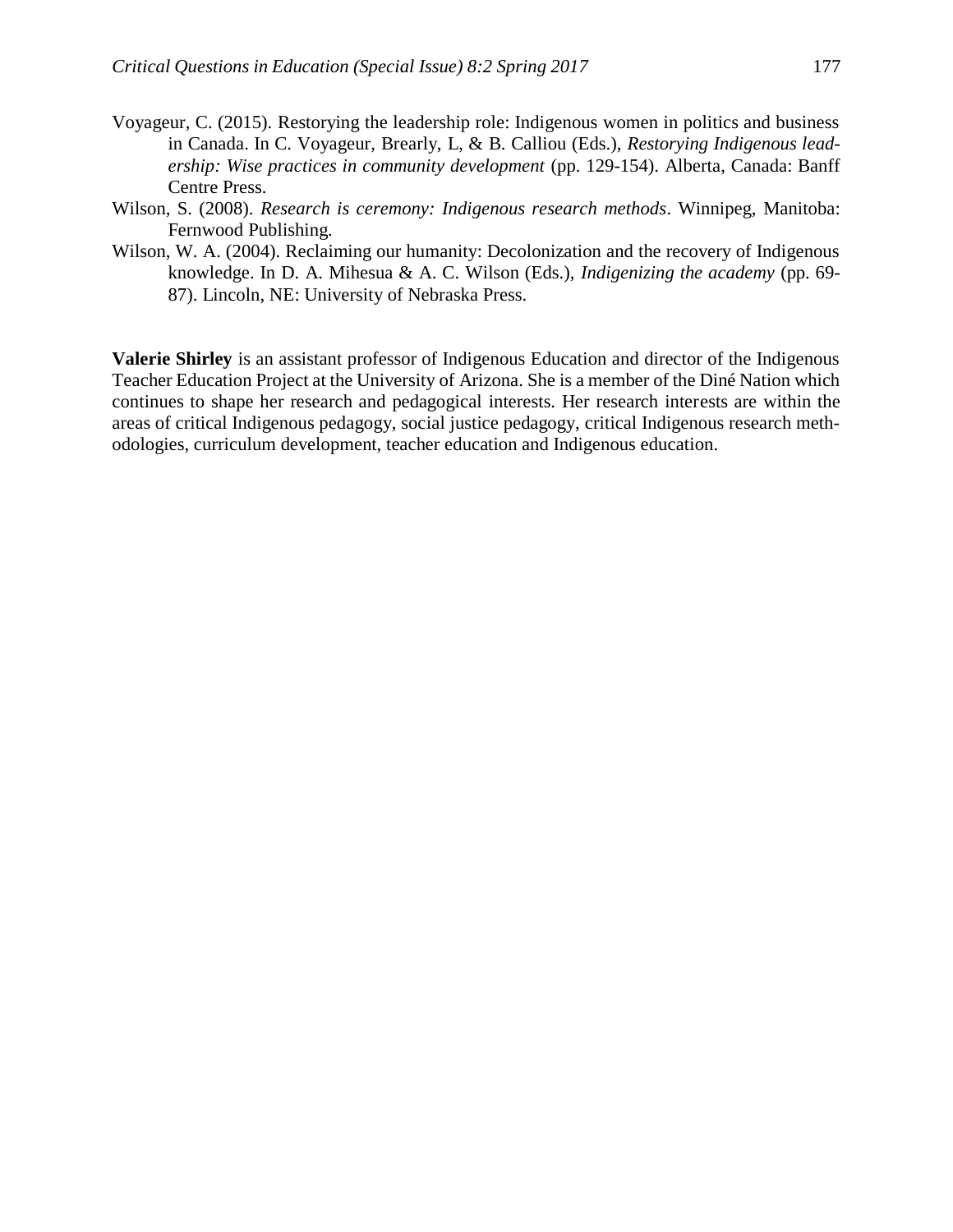Voyageur, C. (2015). Restorying the leadership role: Indigenous women in politics and business in Canada. In C. Voyageur, Brearly, L, & B. Calliou (Eds.), *Restorying Indigenous leadership: Wise practices in community development* (pp. 129-154). Alberta, Canada: Banff Centre Press.

Wilson, S. (2008). *Research is ceremony: Indigenous research methods*. Winnipeg, Manitoba: Fernwood Publishing.

Wilson, W. A. (2004). Reclaiming our humanity: Decolonization and the recovery of Indigenous knowledge. In D. A. Mihesua & A. C. Wilson (Eds.), *Indigenizing the academy* (pp. 69-87). Lincoln, NE: University of Nebraska Press.

**Valerie Shirley** is an assistant professor of Indigenous Education and director of the Indigenous Teacher Education Project at the University of Arizona. She is a member of the Diné Nation which continues to shape her research and pedagogical interests. Her research interests are within the areas of critical Indigenous pedagogy, social justice pedagogy, critical Indigenous research methodologies, curriculum development, teacher education and Indigenous education.